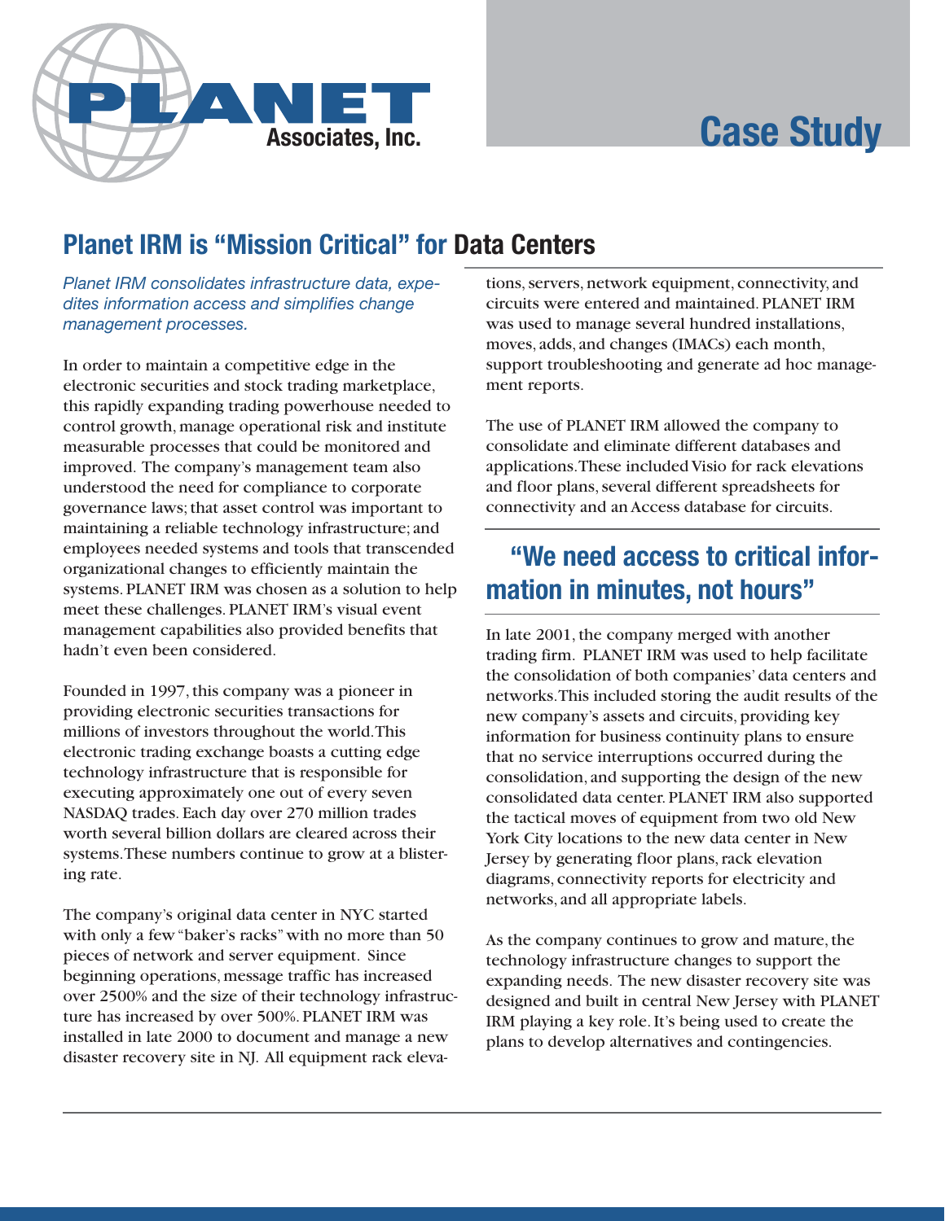PLANET Associates, Inc.

# Case Study

## Planet IRM is "Mission Critical" for Data Centers

*Planet IRM consolidates infrastructure data, expedites information access and simplifies change management processes.*

In order to maintain a competitive edge in the electronic securities and stock trading marketplace, this rapidly expanding trading powerhouse needed to control growth, manage operational risk and institute measurable processes that could be monitored and improved. The company's management team also understood the need for compliance to corporate governance laws; that asset control was important to maintaining a reliable technology infrastructure; and employees needed systems and tools that transcended organizational changes to efficiently maintain the systems. PLANET IRM was chosen as a solution to help meet these challenges. PLANET IRM's visual event management capabilities also provided benefits that hadn't even been considered.

Founded in 1997, this company was a pioneer in providing electronic securities transactions for millions of investors throughout the world. This electronic trading exchange boasts a cutting edge technology infrastructure that is responsible for executing approximately one out of every seven NASDAQ trades. Each day over 270 million trades worth several billion dollars are cleared across their systems. These numbers continue to grow at a blistering rate.

The company's original data center in NYC started with only a few "baker's racks" with no more than 50 pieces of network and server equipment. Since beginning operations, message traffic has increased over 2500% and the size of their technology infrastructure has increased by over 500%. PLANET IRM was installed in late 2000 to document and manage a new disaster recovery site in NJ. All equipment rack elevations, servers, network equipment, connectivity, and circuits were entered and maintained. PLANET IRM was used to manage several hundred installations, moves, adds, and changes (IMACs) each month, support troubleshooting and generate ad hoc management reports.

The use of PLANET IRM allowed the company to consolidate and eliminate different databases and applications. These included Visio for rack elevations and floor plans, several different spreadsheets for connectivity and an Access database for circuits.

## "We need access to critical information in minutes, not hours"

In late 2001, the company merged with another trading firm. PLANET IRM was used to help facilitate the consolidation of both companies' data centers and networks. This included storing the audit results of the new company's assets and circuits, providing key information for business continuity plans to ensure that no service interruptions occurred during the consolidation, and supporting the design of the new consolidated data center. PLANET IRM also supported the tactical moves of equipment from two old New York City locations to the new data center in New Jersey by generating floor plans, rack elevation diagrams, connectivity reports for electricity and networks, and all appropriate labels.

As the company continues to grow and mature, the technology infrastructure changes to support the expanding needs. The new disaster recovery site was designed and built in central New Jersey with PLANET IRM playing a key role. It's being used to create the plans to develop alternatives and contingencies.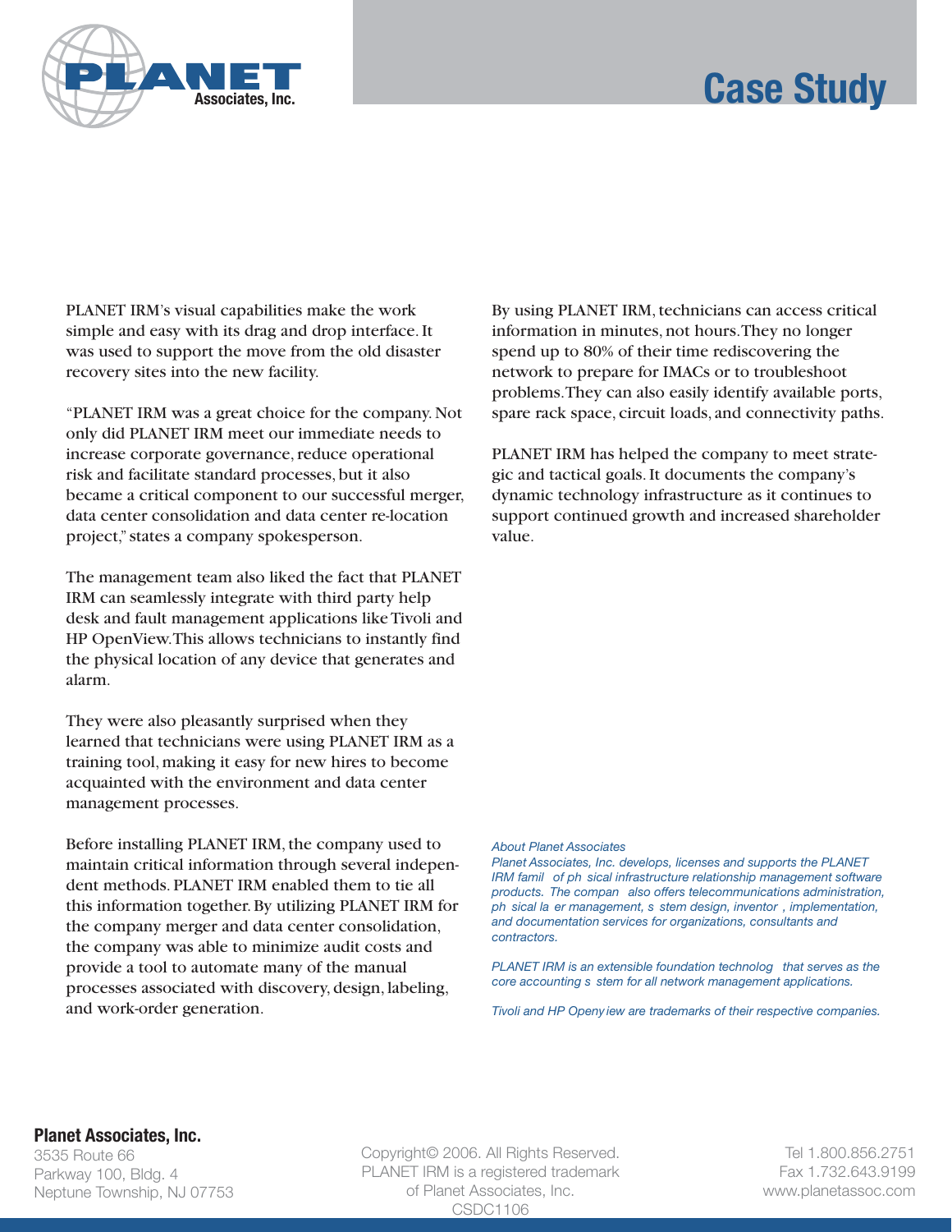# Case Study

PLANET IRM's visual capabilities make the work simple and easy with its drag and drop interface. It was used to support the move from the old disaster recovery sites into the new facility.

"PLANET IRM was a great choice for the company. Not only did PLANET IRM meet our immediate needs to increase corporate governance, reduce operational risk and facilitate standard processes, but it also became a critical component to our successful merger, data center consolidation and data center re-location project," states a company spokesperson.

The management team also liked the fact that PLANET IRM can seamlessly integrate with third party help desk and fault management applications like Tivoli and HP OpenView. This allows technicians to instantly find the physical location of any device that generates and alarm.

They were also pleasantly surprised when they learned that technicians were using PLANET IRM as a training tool, making it easy for new hires to become acquainted with the environment and data center management processes.

Before installing PLANET IRM, the company used to maintain critical information through several independent methods. PLANET IRM enabled them to tie all this information together. By utilizing PLANET IRM for the company merger and data center consolidation, the company was able to minimize audit costs and provide a tool to automate many of the manual processes associated with discovery, design, labeling, and work-order generation.

By using PLANET IRM, technicians can access critical information in minutes, not hours. They no longer spend up to 80% of their time rediscovering the network to prepare for IMACs or to troubleshoot problems. They can also easily identify available ports, spare rack space, circuit loads, and connectivity paths.

PLANET IRM has helped the company to meet strategic and tactical goals. It documents the company's dynamic technology infrastructure as it continues to support continued growth and increased shareholder value.

*About Planet Associates*
*Planet Associates, Inc. develops, licenses and supports the PLANET IRM famil  of ph  sical infrastructure relationship management software products.  The compan   also offers telecommunications administration, ph  sical la  er management, s  stem design, inventor  , implementation, and documentation services for organizations, consultants and contractors.*

*PLANET IRM is an extensible foundation technolog   that serves as the core accounting s  stem for all network management applications.*

*Tivoli and HP Openy iew are trademarks of their respective companies.*

**Planet Associates, Inc.**
3535 Route 66
Parkway 100, Bldg. 4
Neptune Township, NJ 07753

Copyright© 2006. All Rights Reserved.
PLANET IRM is a registered trademark of Planet Associates, Inc.
CSDC1106

Tel 1.800.856.2751
Fax 1.732.643.9199
www.planetassoc.com